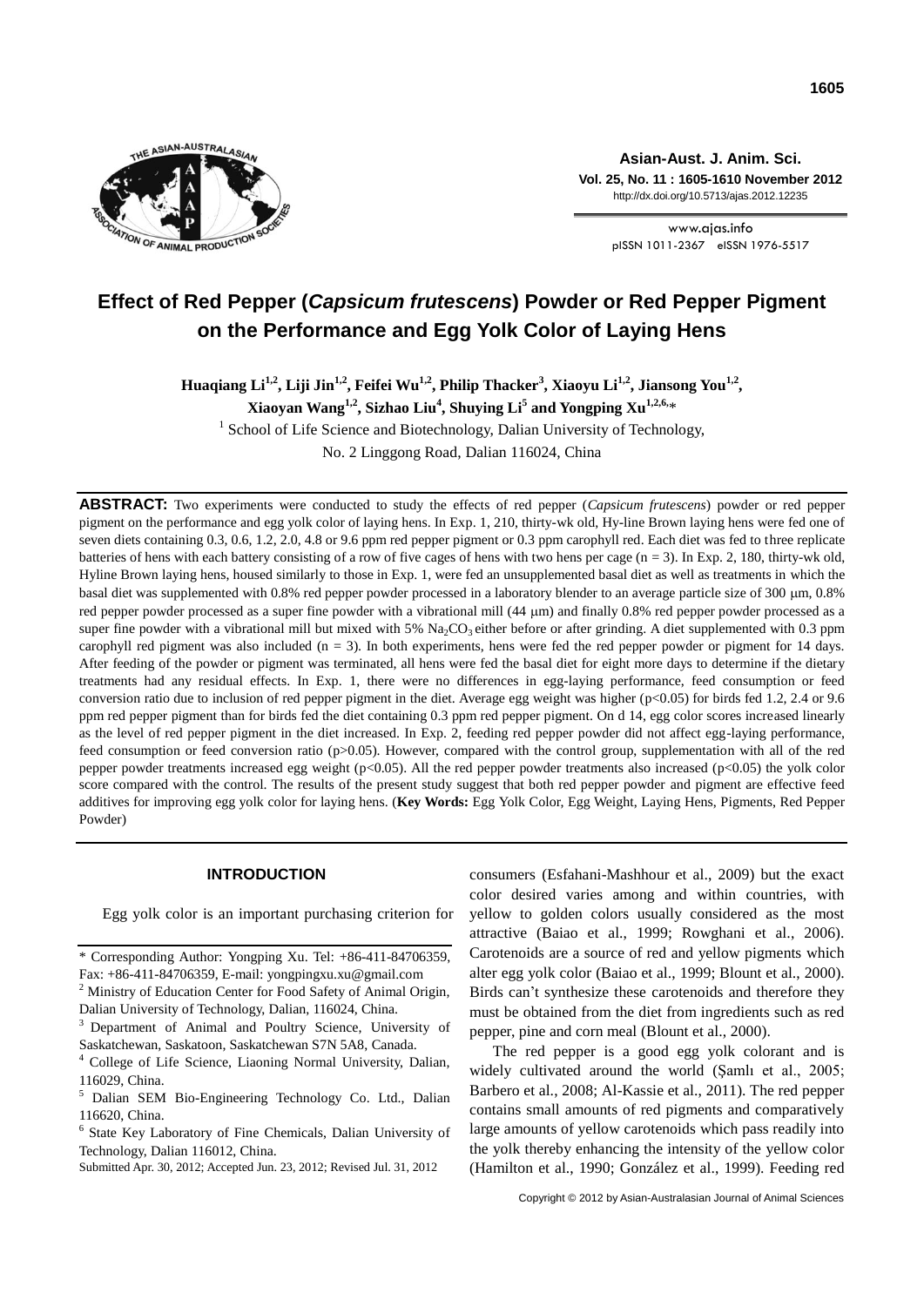# Effect of Red Pepper (*Capsicum frutescens*) Powder or Red Pepper Pigment on the Performance and Egg Yolk Color of Laying Hens

**Huaqiang Li[1,2], Liji Jin[1,2], Feifei Wu[1,2], Philip Thacker[3], Xiaoyu Li[1,2], Jiansong You[1,2], Xiaoyan Wang[1,2], Sizhao Liu[4], Shuying Li[5] and Yongping Xu[1,2,6,]***

[1] School of Life Science and Biotechnology, Dalian University of Technology, No. 2 Linggong Road, Dalian 116024, China

**ABSTRACT:** Two experiments were conducted to study the effects of red pepper (*Capsicum frutescens*) powder or red pepper pigment on the performance and egg yolk color of laying hens. In Exp. 1, 210, thirty-wk old, Hy-line Brown laying hens were fed one of seven diets containing 0.3, 0.6, 1.2, 2.0, 4.8 or 9.6 ppm red pepper pigment or 0.3 ppm carophyll red. Each diet was fed to three replicate batteries of hens with each battery consisting of a row of five cages of hens with two hens per cage (n = 3). In Exp. 2, 180, thirty-wk old, Hyline Brown laying hens, housed similarly to those in Exp. 1, were fed an unsupplemented basal diet as well as treatments in which the basal diet was supplemented with 0.8% red pepper powder processed in a laboratory blender to an average particle size of 300 μm, 0.8% red pepper powder processed as a super fine powder with a vibrational mill (44 μm) and finally 0.8% red pepper powder processed as a super fine powder with a vibrational mill but mixed with 5% $Na_2CO_3$ either before or after grinding. A diet supplemented with 0.3 ppm carophyll red pigment was also included (n = 3). In both experiments, hens were fed the red pepper powder or pigment for 14 days. After feeding of the powder or pigment was terminated, all hens were fed the basal diet for eight more days to determine if the dietary treatments had any residual effects. In Exp. 1, there were no differences in egg-laying performance, feed consumption or feed conversion ratio due to inclusion of red pepper pigment in the diet. Average egg weight was higher ($p<0.05$) for birds fed 1.2, 2.4 or 9.6 ppm red pepper pigment than for birds fed the diet containing 0.3 ppm red pepper pigment. On d 14, egg color scores increased linearly as the level of red pepper pigment in the diet increased. In Exp. 2, feeding red pepper powder did not affect egg-laying performance, feed consumption or feed conversion ratio ($p>0.05$). However, compared with the control group, supplementation with all of the red pepper powder treatments increased egg weight ($p<0.05$). All the red pepper powder treatments also increased ($p<0.05$) the yolk color score compared with the control. The results of the present study suggest that both red pepper powder and pigment are effective feed additives for improving egg yolk color for laying hens. (**Key Words:** Egg Yolk Color, Egg Weight, Laying Hens, Pigments, Red Pepper Powder)

## INTRODUCTION

Egg yolk color is an important purchasing criterion for consumers (Esfahani-Mashhour et al., 2009) but the exact color desired varies among and within countries, with yellow to golden colors usually considered as the most attractive (Baiao et al., 1999; Rowghani et al., 2006). Carotenoids are a source of red and yellow pigments which alter egg yolk color (Baiao et al., 1999; Blount et al., 2000). Birds can't synthesize these carotenoids and therefore they must be obtained from the diet from ingredients such as red pepper, pine and corn meal (Blount et al., 2000).

The red pepper is a good egg yolk colorant and is widely cultivated around the world (Şamlı et al., 2005; Barbero et al., 2008; Al-Kassie et al., 2011). The red pepper contains small amounts of red pigments and comparatively large amounts of yellow carotenoids which pass readily into the yolk thereby enhancing the intensity of the yellow color (Hamilton et al., 1990; González et al., 1999). Feeding red

\* Corresponding Author: Yongping Xu. Tel: +86-411-84706359, Fax: +86-411-84706359, E-mail: yongpingxu.xu@gmail.com

[2] Ministry of Education Center for Food Safety of Animal Origin, Dalian University of Technology, Dalian, 116024, China.

[3] Department of Animal and Poultry Science, University of Saskatchewan, Saskatoon, Saskatchewan S7N 5A8, Canada.

[4] College of Life Science, Liaoning Normal University, Dalian, 116029, China.

[5] Dalian SEM Bio-Engineering Technology Co. Ltd., Dalian 116620, China.

[6] State Key Laboratory of Fine Chemicals, Dalian University of Technology, Dalian 116012, China.

Submitted Apr. 30, 2012; Accepted Jun. 23, 2012; Revised Jul. 31, 2012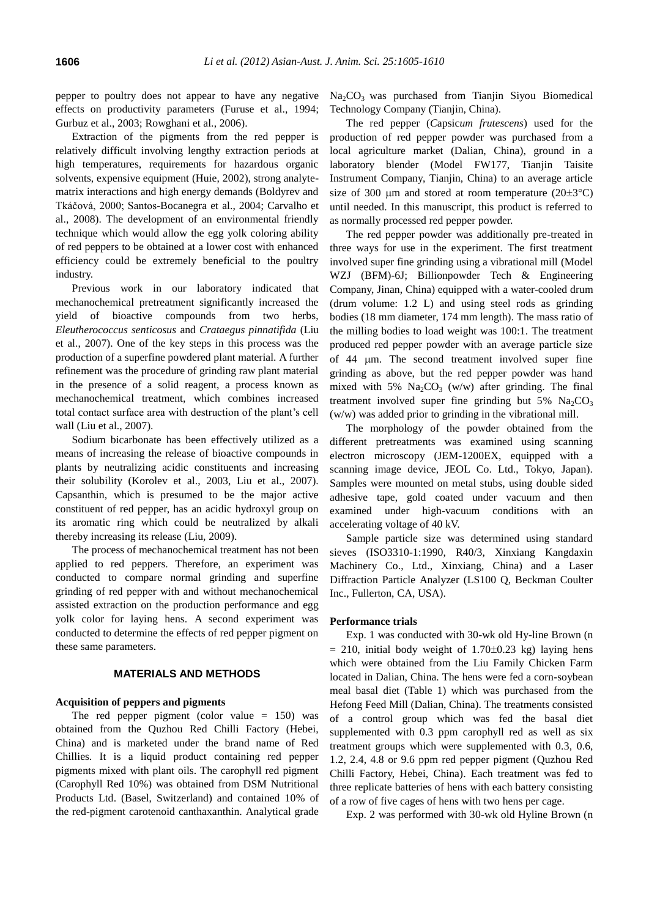pepper to poultry does not appear to have any negative effects on productivity parameters (Furuse et al., 1994; Gurbuz et al., 2003; Rowghani et al., 2006).

Extraction of the pigments from the red pepper is relatively difficult involving lengthy extraction periods at high temperatures, requirements for hazardous organic solvents, expensive equipment (Huie, 2002), strong analyte-matrix interactions and high energy demands (Boldyrev and Tkáčová, 2000; Santos-Bocanegra et al., 2004; Carvalho et al., 2008). The development of an environmental friendly technique which would allow the egg yolk coloring ability of red peppers to be obtained at a lower cost with enhanced efficiency could be extremely beneficial to the poultry industry.

Previous work in our laboratory indicated that mechanochemical pretreatment significantly increased the yield of bioactive compounds from two herbs, *Eleutherococcus senticosus* and *Crataegus pinnatifida* (Liu et al., 2007). One of the key steps in this process was the production of a superfine powdered plant material. A further refinement was the procedure of grinding raw plant material in the presence of a solid reagent, a process known as mechanochemical treatment, which combines increased total contact surface area with destruction of the plant's cell wall (Liu et al., 2007).

Sodium bicarbonate has been effectively utilized as a means of increasing the release of bioactive compounds in plants by neutralizing acidic constituents and increasing their solubility (Korolev et al., 2003, Liu et al., 2007). Capsanthin, which is presumed to be the major active constituent of red pepper, has an acidic hydroxyl group on its aromatic ring which could be neutralized by alkali thereby increasing its release (Liu, 2009).

The process of mechanochemical treatment has not been applied to red peppers. Therefore, an experiment was conducted to compare normal grinding and superfine grinding of red pepper with and without mechanochemical assisted extraction on the production performance and egg yolk color for laying hens. A second experiment was conducted to determine the effects of red pepper pigment on these same parameters.

## MATERIALS AND METHODS

### Acquisition of peppers and pigments

The red pepper pigment (color value = 150) was obtained from the Quzhou Red Chilli Factory (Hebei, China) and is marketed under the brand name of Red Chillies. It is a liquid product containing red pepper pigments mixed with plant oils. The carophyll red pigment (Carophyll Red 10%) was obtained from DSM Nutritional Products Ltd. (Basel, Switzerland) and contained 10% of the red-pigment carotenoid canthaxanthin. Analytical grade $Na_2CO_3$ was purchased from Tianjin Siyou Biomedical Technology Company (Tianjin, China).

The red pepper (*Capsicum frutescens*) used for the production of red pepper powder was purchased from a local agriculture market (Dalian, China), ground in a laboratory blender (Model FW177, Tianjin Taisite Instrument Company, Tianjin, China) to an average article size of 300 μm and stored at room temperature (20±3°C) until needed. In this manuscript, this product is referred to as normally processed red pepper powder.

The red pepper powder was additionally pre-treated in three ways for use in the experiment. The first treatment involved super fine grinding using a vibrational mill (Model WZJ (BFM)-6J; Billionpowder Tech & Engineering Company, Jinan, China) equipped with a water-cooled drum (drum volume: 1.2 L) and using steel rods as grinding bodies (18 mm diameter, 174 mm length). The mass ratio of the milling bodies to load weight was 100:1. The treatment produced red pepper powder with an average particle size of 44 μm. The second treatment involved super fine grinding as above, but the red pepper powder was hand mixed with 5% $Na_2CO_3$ (w/w) after grinding. The final treatment involved super fine grinding but 5% $Na_2CO_3$ (w/w) was added prior to grinding in the vibrational mill.

The morphology of the powder obtained from the different pretreatments was examined using scanning electron microscopy (JEM-1200EX, equipped with a scanning image device, JEOL Co. Ltd., Tokyo, Japan). Samples were mounted on metal stubs, using double sided adhesive tape, gold coated under vacuum and then examined under high-vacuum conditions with an accelerating voltage of 40 kV.

Sample particle size was determined using standard sieves (ISO3310-1:1990, R40/3, Xinxiang Kangdaxin Machinery Co., Ltd., Xinxiang, China) and a Laser Diffraction Particle Analyzer (LS100 Q, Beckman Coulter Inc., Fullerton, CA, USA).

### Performance trials

Exp. 1 was conducted with 30-wk old Hy-line Brown (n = 210, initial body weight of 1.70±0.23 kg) laying hens which were obtained from the Liu Family Chicken Farm located in Dalian, China. The hens were fed a corn-soybean meal basal diet (Table 1) which was purchased from the Hefong Feed Mill (Dalian, China). The treatments consisted of a control group which was fed the basal diet supplemented with 0.3 ppm carophyll red as well as six treatment groups which were supplemented with 0.3, 0.6, 1.2, 2.4, 4.8 or 9.6 ppm red pepper pigment (Quzhou Red Chilli Factory, Hebei, China). Each treatment was fed to three replicate batteries of hens with each battery consisting of a row of five cages of hens with two hens per cage.

Exp. 2 was performed with 30-wk old Hyline Brown (n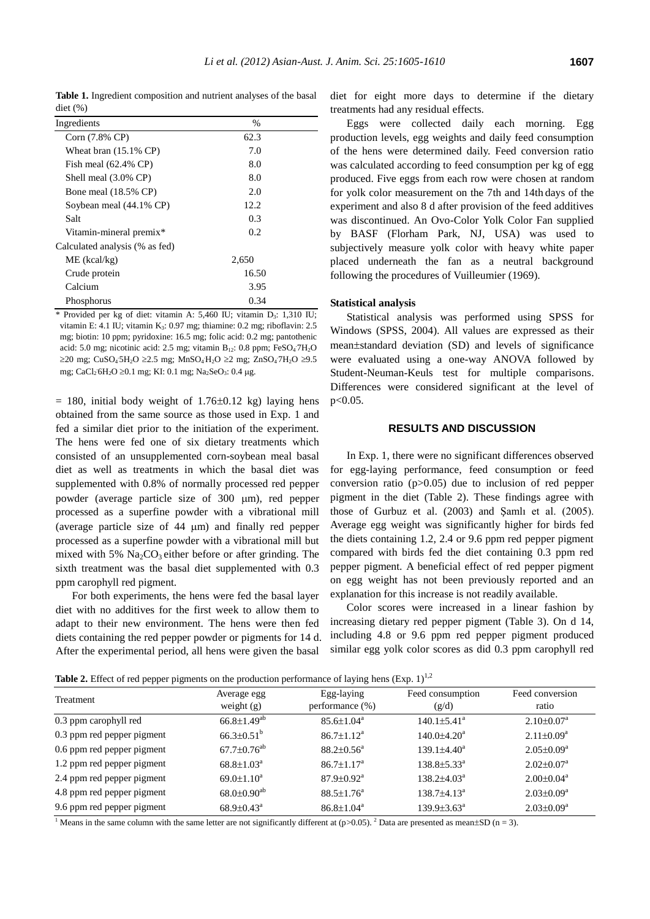**Table 1.** Ingredient composition and nutrient analyses of the basal diet (%)

| Ingredients | % |
|---|---|
| Corn (7.8% CP) | 62.3 |
| Wheat bran (15.1% CP) | 7.0 |
| Fish meal (62.4% CP) | 8.0 |
| Shell meal (3.0% CP) | 8.0 |
| Bone meal (18.5% CP) | 2.0 |
| Soybean meal (44.1% CP) | 12.2 |
| Salt | 0.3 |
| Vitamin-mineral premix* | 0.2 |
| Calculated analysis (% as fed) | |
| ME (kcal/kg) | 2,650 |
| Crude protein | 16.50 |
| Calcium | 3.95 |
| Phosphorus | 0.34 |

\* Provided per kg of diet: vitamin A: 5,460 IU; vitamin $D_3$: 1,310 IU; vitamin E: 4.1 IU; vitamin $K_3$: 0.97 mg; thiamine: 0.2 mg; riboflavin: 2.5 mg; biotin: 10 ppm; pyridoxine: 16.5 mg; folic acid: 0.2 mg; pantothenic acid: 5.0 mg; nicotinic acid: 2.5 mg; vitamin $B_{12}$: 0.8 ppm; $FeSO_4{\cdot}7H_2O$ ≥20 mg; $CuSO_4{\cdot}5H_2O$ ≥2.5 mg; $MnSO_4{\cdot}H_2O$ ≥2 mg; $ZnSO_4{\cdot}7H_2O$ ≥9.5 mg; $CaCl_2{\cdot}6H_2O$ ≥0.1 mg; KI: 0.1 mg; $Na_2SeO_3$: 0.4 μg.

= 180, initial body weight of 1.76±0.12 kg) laying hens obtained from the same source as those used in Exp. 1 and fed a similar diet prior to the initiation of the experiment. The hens were fed one of six dietary treatments which consisted of an unsupplemented corn-soybean meal basal diet as well as treatments in which the basal diet was supplemented with 0.8% of normally processed red pepper powder (average particle size of 300 μm), red pepper processed as a superfine powder with a vibrational mill (average particle size of 44 μm) and finally red pepper processed as a superfine powder with a vibrational mill but mixed with 5% $Na_2CO_3$ either before or after grinding. The sixth treatment was the basal diet supplemented with 0.3 ppm carophyll red pigment.

For both experiments, the hens were fed the basal layer diet with no additives for the first week to allow them to adapt to their new environment. The hens were then fed diets containing the red pepper powder or pigments for 14 d. After the experimental period, all hens were given the basal diet for eight more days to determine if the dietary treatments had any residual effects.

Eggs were collected daily each morning. Egg production levels, egg weights and daily feed consumption of the hens were determined daily. Feed conversion ratio was calculated according to feed consumption per kg of egg produced. Five eggs from each row were chosen at random for yolk color measurement on the 7th and 14th days of the experiment and also 8 d after provision of the feed additives was discontinued. An Ovo-Color Yolk Color Fan supplied by BASF (Florham Park, NJ, USA) was used to subjectively measure yolk color with heavy white paper placed underneath the fan as a neutral background following the procedures of Vuilleumier (1969).

### Statistical analysis

Statistical analysis was performed using SPSS for Windows (SPSS, 2004). All values are expressed as their mean±standard deviation (SD) and levels of significance were evaluated using a one-way ANOVA followed by Student-Neuman-Keuls test for multiple comparisons. Differences were considered significant at the level of $p<0.05$.

## RESULTS AND DISCUSSION

In Exp. 1, there were no significant differences observed for egg-laying performance, feed consumption or feed conversion ratio ($p>0.05$) due to inclusion of red pepper pigment in the diet (Table 2). These findings agree with those of Gurbuz et al. (2003) and Şamlı et al. (2005). Average egg weight was significantly higher for birds fed the diets containing 1.2, 2.4 or 9.6 ppm red pepper pigment compared with birds fed the diet containing 0.3 ppm red pepper pigment. A beneficial effect of red pepper pigment on egg weight has not been previously reported and an explanation for this increase is not readily available.

Color scores were increased in a linear fashion by increasing dietary red pepper pigment (Table 3). On d 14, including 4.8 or 9.6 ppm red pepper pigment produced similar egg yolk color scores as did 0.3 ppm carophyll red

**Table 2.** Effect of red pepper pigments on the production performance of laying hens (Exp. 1)[1,2]

| Treatment | Average egg weight (g) | Egg-laying performance (%) | Feed consumption (g/d) | Feed conversion ratio |
|---|---|---|---|---|
| 0.3 ppm carophyll red | 66.8±1.49[ab] | 85.6±1.04[a] | 140.1±5.41[a] | 2.10±0.07[a] |
| 0.3 ppm red pepper pigment | 66.3±0.51[b] | 86.7±1.12[a] | 140.0±4.20[a] | 2.11±0.09[a] |
| 0.6 ppm red pepper pigment | 67.7±0.76[ab] | 88.2±0.56[a] | 139.1±4.40[a] | 2.05±0.09[a] |
| 1.2 ppm red pepper pigment | 68.8±1.03[a] | 86.7±1.17[a] | 138.8±5.33[a] | 2.02±0.07[a] |
| 2.4 ppm red pepper pigment | 69.0±1.10[a] | 87.9±0.92[a] | 138.2±4.03[a] | 2.00±0.04[a] |
| 4.8 ppm red pepper pigment | 68.0±0.90[ab] | 88.5±1.76[a] | 138.7±4.13[a] | 2.03±0.09[a] |
| 9.6 ppm red pepper pigment | 68.9±0.43[a] | 86.8±1.04[a] | 139.9±3.63[a] | 2.03±0.09[a] |

[1] Means in the same column with the same letter are not significantly different at ($p>0.05$). [2] Data are presented as mean±SD (n = 3).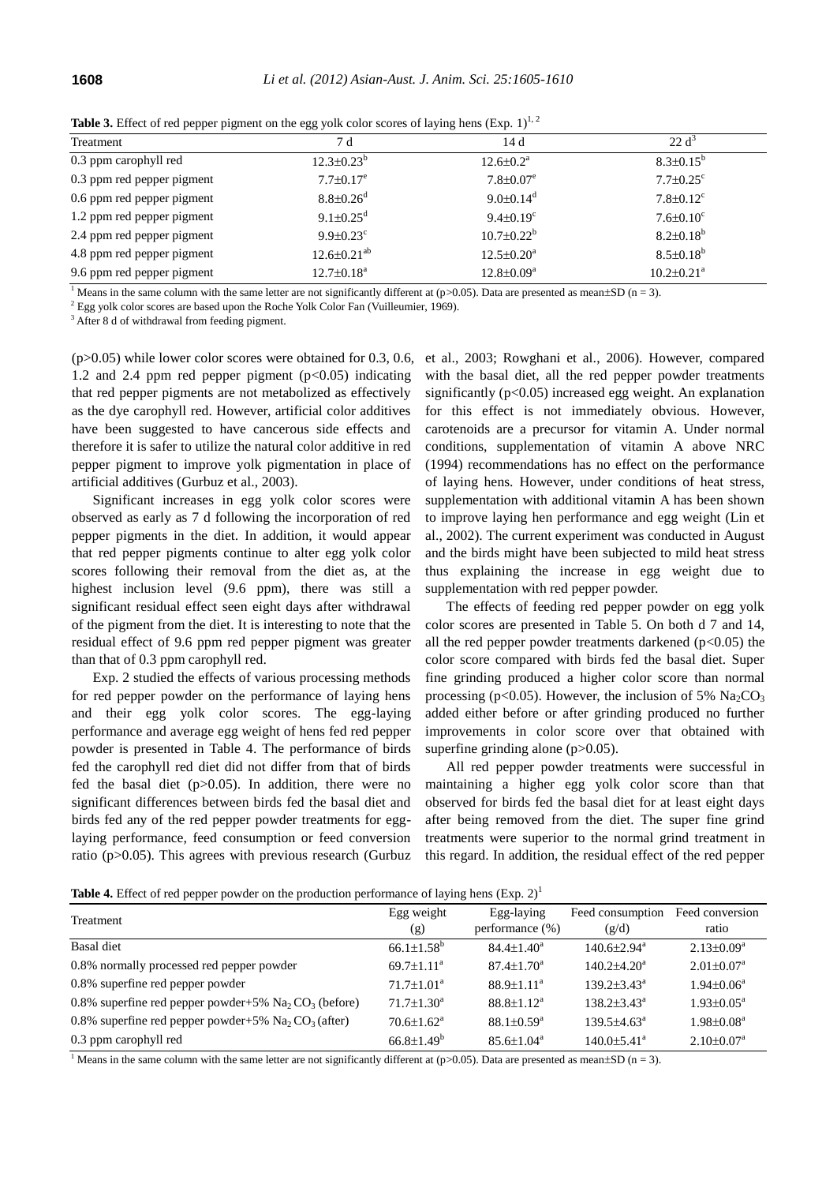**Table 3.** Effect of red pepper pigment on the egg yolk color scores of laying hens (Exp. 1)[1, 2]

| Treatment | 7 d | 14 d | 22 d[3] |
|---|---|---|---|
| 0.3 ppm carophyll red | 12.3±0.23[b] | 12.6±0.2[a] | 8.3±0.15[b] |
| 0.3 ppm red pepper pigment | 7.7±0.17[e] | 7.8±0.07[e] | 7.7±0.25[c] |
| 0.6 ppm red pepper pigment | 8.8±0.26[d] | 9.0±0.14[d] | 7.8±0.12[c] |
| 1.2 ppm red pepper pigment | 9.1±0.25[d] | 9.4±0.19[c] | 7.6±0.10[c] |
| 2.4 ppm red pepper pigment | 9.9±0.23[c] | 10.7±0.22[b] | 8.2±0.18[b] |
| 4.8 ppm red pepper pigment | 12.6±0.21[ab] | 12.5±0.20[a] | 8.5±0.18[b] |
| 9.6 ppm red pepper pigment | 12.7±0.18[a] | 12.8±0.09[a] | 10.2±0.21[a] |

[1] Means in the same column with the same letter are not significantly different at (p>0.05). Data are presented as mean±SD (n = 3).

[2] Egg yolk color scores are based upon the Roche Yolk Color Fan (Vuilleumier, 1969).

[3] After 8 d of withdrawal from feeding pigment.

(p>0.05) while lower color scores were obtained for 0.3, 0.6, 1.2 and 2.4 ppm red pepper pigment (p<0.05) indicating that red pepper pigments are not metabolized as effectively as the dye carophyll red. However, artificial color additives have been suggested to have cancerous side effects and therefore it is safer to utilize the natural color additive in red pepper pigment to improve yolk pigmentation in place of artificial additives (Gurbuz et al., 2003).

Significant increases in egg yolk color scores were observed as early as 7 d following the incorporation of red pepper pigments in the diet. In addition, it would appear that red pepper pigments continue to alter egg yolk color scores following their removal from the diet as, at the highest inclusion level (9.6 ppm), there was still a significant residual effect seen eight days after withdrawal of the pigment from the diet. It is interesting to note that the residual effect of 9.6 ppm red pepper pigment was greater than that of 0.3 ppm carophyll red.

Exp. 2 studied the effects of various processing methods for red pepper powder on the performance of laying hens and their egg yolk color scores. The egg-laying performance and average egg weight of hens fed red pepper powder is presented in Table 4. The performance of birds fed the carophyll red diet did not differ from that of birds fed the basal diet (p>0.05). In addition, there were no significant differences between birds fed the basal diet and birds fed any of the red pepper powder treatments for egg-laying performance, feed consumption or feed conversion ratio (p>0.05). This agrees with previous research (Gurbuz et al., 2003; Rowghani et al., 2006). However, compared with the basal diet, all the red pepper powder treatments significantly (p<0.05) increased egg weight. An explanation for this effect is not immediately obvious. However, carotenoids are a precursor for vitamin A. Under normal conditions, supplementation of vitamin A above NRC (1994) recommendations has no effect on the performance of laying hens. However, under conditions of heat stress, supplementation with additional vitamin A has been shown to improve laying hen performance and egg weight (Lin et al., 2002). The current experiment was conducted in August and the birds might have been subjected to mild heat stress thus explaining the increase in egg weight due to supplementation with red pepper powder.

The effects of feeding red pepper powder on egg yolk color scores are presented in Table 5. On both d 7 and 14, all the red pepper powder treatments darkened (p<0.05) the color score compared with birds fed the basal diet. Super fine grinding produced a higher color score than normal processing (p<0.05). However, the inclusion of 5% $Na_2CO_3$ added either before or after grinding produced no further improvements in color score over that obtained with superfine grinding alone (p>0.05).

All red pepper powder treatments were successful in maintaining a higher egg yolk color score than that observed for birds fed the basal diet for at least eight days after being removed from the diet. The super fine grind treatments were superior to the normal grind treatment in this regard. In addition, the residual effect of the red pepper

**Table 4.** Effect of red pepper powder on the production performance of laying hens (Exp. 2)[1]

| Treatment | Egg weight (g) | Egg-laying performance (%) | Feed consumption (g/d) | Feed conversion ratio |
|---|---|---|---|---|
| Basal diet | 66.1±1.58[b] | 84.4±1.40[a] | 140.6±2.94[a] | 2.13±0.09[a] |
| 0.8% normally processed red pepper powder | 69.7±1.11[a] | 87.4±1.70[a] | 140.2±4.20[a] | 2.01±0.07[a] |
| 0.8% superfine red pepper powder | 71.7±1.01[a] | 88.9±1.11[a] | 139.2±3.43[a] | 1.94±0.06[a] |
| 0.8% superfine red pepper powder+5% $Na_2CO_3$ (before) | 71.7±1.30[a] | 88.8±1.12[a] | 138.2±3.43[a] | 1.93±0.05[a] |
| 0.8% superfine red pepper powder+5% $Na_2CO_3$ (after) | 70.6±1.62[a] | 88.1±0.59[a] | 139.5±4.63[a] | 1.98±0.08[a] |
| 0.3 ppm carophyll red | 66.8±1.49[b] | 85.6±1.04[a] | 140.0±5.41[a] | 2.10±0.07[a] |

[1] Means in the same column with the same letter are not significantly different at (p>0.05). Data are presented as mean±SD (n = 3).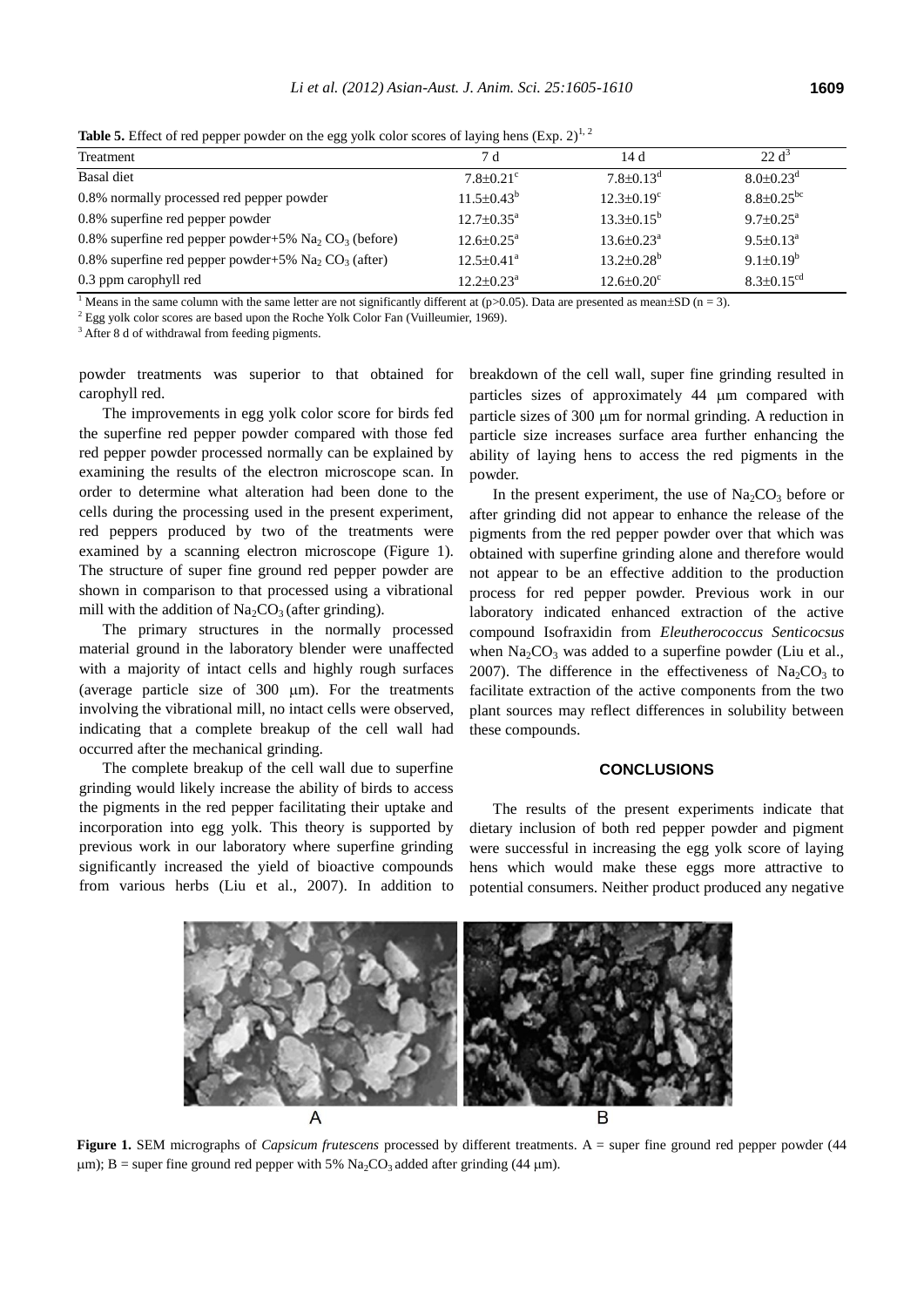**Table 5.** Effect of red pepper powder on the egg yolk color scores of laying hens (Exp. 2)[1, 2]

| Treatment | 7 d | 14 d | 22 d[3] |
|---|---|---|---|
| Basal diet | 7.8±0.21$^{c}$ | 7.8±0.13$^{d}$ | 8.0±0.23$^{d}$ |
| 0.8% normally processed red pepper powder | 11.5±0.43$^{b}$ | 12.3±0.19$^{c}$ | 8.8±0.25$^{bc}$ |
| 0.8% superfine red pepper powder | 12.7±0.35$^{a}$ | 13.3±0.15$^{b}$ | 9.7±0.25$^{a}$ |
| 0.8% superfine red pepper powder+5% $Na_2CO_3$ (before) | 12.6±0.25$^{a}$ | 13.6±0.23$^{a}$ | 9.5±0.13$^{a}$ |
| 0.8% superfine red pepper powder+5% $Na_2CO_3$ (after) | 12.5±0.41$^{a}$ | 13.2±0.28$^{b}$ | 9.1±0.19$^{b}$ |
| 0.3 ppm carophyll red | 12.2±0.23$^{a}$ | 12.6±0.20$^{c}$ | 8.3±0.15$^{cd}$ |

[1] Means in the same column with the same letter are not significantly different at (p>0.05). Data are presented as mean±SD (n = 3).
[2] Egg yolk color scores are based upon the Roche Yolk Color Fan (Vuilleumier, 1969).
[3] After 8 d of withdrawal from feeding pigments.

powder treatments was superior to that obtained for carophyll red.

The improvements in egg yolk color score for birds fed the superfine red pepper powder compared with those fed red pepper powder processed normally can be explained by examining the results of the electron microscope scan. In order to determine what alteration had been done to the cells during the processing used in the present experiment, red peppers produced by two of the treatments were examined by a scanning electron microscope (Figure 1). The structure of super fine ground red pepper powder are shown in comparison to that processed using a vibrational mill with the addition of $Na_2CO_3$ (after grinding).

The primary structures in the normally processed material ground in the laboratory blender were unaffected with a majority of intact cells and highly rough surfaces (average particle size of 300 μm). For the treatments involving the vibrational mill, no intact cells were observed, indicating that a complete breakup of the cell wall had occurred after the mechanical grinding.

The complete breakup of the cell wall due to superfine grinding would likely increase the ability of birds to access the pigments in the red pepper facilitating their uptake and incorporation into egg yolk. This theory is supported by previous work in our laboratory where superfine grinding significantly increased the yield of bioactive compounds from various herbs (Liu et al., 2007). In addition to breakdown of the cell wall, super fine grinding resulted in particles sizes of approximately 44 μm compared with particle sizes of 300 μm for normal grinding. A reduction in particle size increases surface area further enhancing the ability of laying hens to access the red pigments in the powder.

In the present experiment, the use of $Na_2CO_3$ before or after grinding did not appear to enhance the release of the pigments from the red pepper powder over that which was obtained with superfine grinding alone and therefore would not appear to be an effective addition to the production process for red pepper powder. Previous work in our laboratory indicated enhanced extraction of the active compound Isofraxidin from *Eleutherococcus Senticocsus* when $Na_2CO_3$ was added to a superfine powder (Liu et al., 2007). The difference in the effectiveness of $Na_2CO_3$ to facilitate extraction of the active components from the two plant sources may reflect differences in solubility between these compounds.

## CONCLUSIONS

The results of the present experiments indicate that dietary inclusion of both red pepper powder and pigment were successful in increasing the egg yolk score of laying hens which would make these eggs more attractive to potential consumers. Neither product produced any negative

A B

**Figure 1.** SEM micrographs of *Capsicum frutescens* processed by different treatments. A = super fine ground red pepper powder (44 μm); B = super fine ground red pepper with 5% $Na_2CO_3$ added after grinding (44 μm).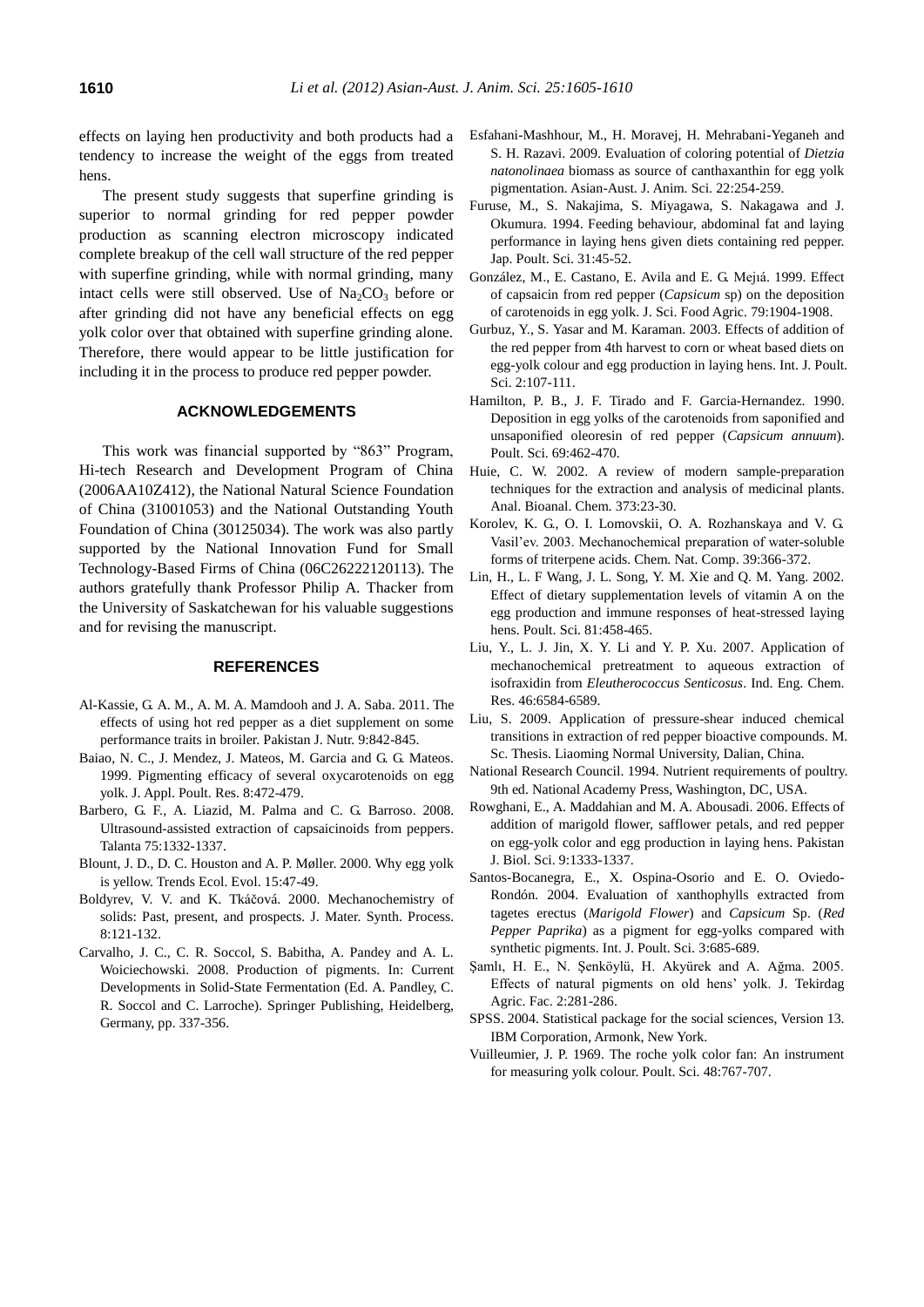effects on laying hen productivity and both products had a tendency to increase the weight of the eggs from treated hens.

The present study suggests that superfine grinding is superior to normal grinding for red pepper powder production as scanning electron microscopy indicated complete breakup of the cell wall structure of the red pepper with superfine grinding, while with normal grinding, many intact cells were still observed. Use of $Na_2CO_3$ before or after grinding did not have any beneficial effects on egg yolk color over that obtained with superfine grinding alone. Therefore, there would appear to be little justification for including it in the process to produce red pepper powder.

## ACKNOWLEDGEMENTS

This work was financial supported by "863" Program, Hi-tech Research and Development Program of China (2006AA10Z412), the National Natural Science Foundation of China (31001053) and the National Outstanding Youth Foundation of China (30125034). The work was also partly supported by the National Innovation Fund for Small Technology-Based Firms of China (06C26222120113). The authors gratefully thank Professor Philip A. Thacker from the University of Saskatchewan for his valuable suggestions and for revising the manuscript.

## REFERENCES

Al-Kassie, G. A. M., A. M. A. Mamdooh and J. A. Saba. 2011. The effects of using hot red pepper as a diet supplement on some performance traits in broiler. Pakistan J. Nutr. 9:842-845.

Baiao, N. C., J. Mendez, J. Mateos, M. Garcia and G. G. Mateos. 1999. Pigmenting efficacy of several oxycarotenoids on egg yolk. J. Appl. Poult. Res. 8:472-479.

Barbero, G. F., A. Liazid, M. Palma and C. G. Barroso. 2008. Ultrasound-assisted extraction of capsaicinoids from peppers. Talanta 75:1332-1337.

Blount, J. D., D. C. Houston and A. P. Møller. 2000. Why egg yolk is yellow. Trends Ecol. Evol. 15:47-49.

Boldyrev, V. V. and K. Tkáčová. 2000. Mechanochemistry of solids: Past, present, and prospects. J. Mater. Synth. Process. 8:121-132.

Carvalho, J. C., C. R. Soccol, S. Babitha, A. Pandey and A. L. Woiciechowski. 2008. Production of pigments. In: Current Developments in Solid-State Fermentation (Ed. A. Pandley, C. R. Soccol and C. Larroche). Springer Publishing, Heidelberg, Germany, pp. 337-356.

Esfahani-Mashhour, M., H. Moravej, H. Mehrabani-Yeganeh and S. H. Razavi. 2009. Evaluation of coloring potential of *Dietzia natonolinaea* biomass as source of canthaxanthin for egg yolk pigmentation. Asian-Aust. J. Anim. Sci. 22:254-259.

Furuse, M., S. Nakajima, S. Miyagawa, S. Nakagawa and J. Okumura. 1994. Feeding behaviour, abdominal fat and laying performance in laying hens given diets containing red pepper. Jap. Poult. Sci. 31:45-52.

González, M., E. Castano, E. Avila and E. G. Mejıá. 1999. Effect of capsaicin from red pepper (*Capsicum* sp) on the deposition of carotenoids in egg yolk. J. Sci. Food Agric. 79:1904-1908.

Gurbuz, Y., S. Yasar and M. Karaman. 2003. Effects of addition of the red pepper from 4th harvest to corn or wheat based diets on egg-yolk colour and egg production in laying hens. Int. J. Poult. Sci. 2:107-111.

Hamilton, P. B., J. F. Tirado and F. Garcia-Hernandez. 1990. Deposition in egg yolks of the carotenoids from saponified and unsaponified oleoresin of red pepper (*Capsicum annuum*). Poult. Sci. 69:462-470.

Huie, C. W. 2002. A review of modern sample-preparation techniques for the extraction and analysis of medicinal plants. Anal. Bioanal. Chem. 373:23-30.

Korolev, K. G., O. I. Lomovskii, O. A. Rozhanskaya and V. G. Vasil'ev. 2003. Mechanochemical preparation of water-soluble forms of triterpene acids. Chem. Nat. Comp. 39:366-372.

Lin, H., L. F Wang, J. L. Song, Y. M. Xie and Q. M. Yang. 2002. Effect of dietary supplementation levels of vitamin A on the egg production and immune responses of heat-stressed laying hens. Poult. Sci. 81:458-465.

Liu, Y., L. J. Jin, X. Y. Li and Y. P. Xu. 2007. Application of mechanochemical pretreatment to aqueous extraction of isofraxidin from *Eleutherococcus Senticosus*. Ind. Eng. Chem. Res. 46:6584-6589.

Liu, S. 2009. Application of pressure-shear induced chemical transitions in extraction of red pepper bioactive compounds. M. Sc. Thesis. Liaoming Normal University, Dalian, China.

National Research Council. 1994. Nutrient requirements of poultry. 9th ed. National Academy Press, Washington, DC, USA.

Rowghani, E., A. Maddahian and M. A. Abousadi. 2006. Effects of addition of marigold flower, safflower petals, and red pepper on egg-yolk color and egg production in laying hens. Pakistan J. Biol. Sci. 9:1333-1337.

Santos-Bocanegra, E., X. Ospina-Osorio and E. O. Oviedo-Rondón. 2004. Evaluation of xanthophylls extracted from tagetes erectus (*Marigold Flower*) and *Capsicum* Sp. (*Red Pepper Paprika*) as a pigment for egg-yolks compared with synthetic pigments. Int. J. Poult. Sci. 3:685-689.

Şamlı, H. E., N. Şenköylü, H. Akyürek and A. Ağma. 2005. Effects of natural pigments on old hens' yolk. J. Tekirdag Agric. Fac. 2:281-286.

SPSS. 2004. Statistical package for the social sciences, Version 13. IBM Corporation, Armonk, New York.

Vuilleumier, J. P. 1969. The roche yolk color fan: An instrument for measuring yolk colour. Poult. Sci. 48:767-707.